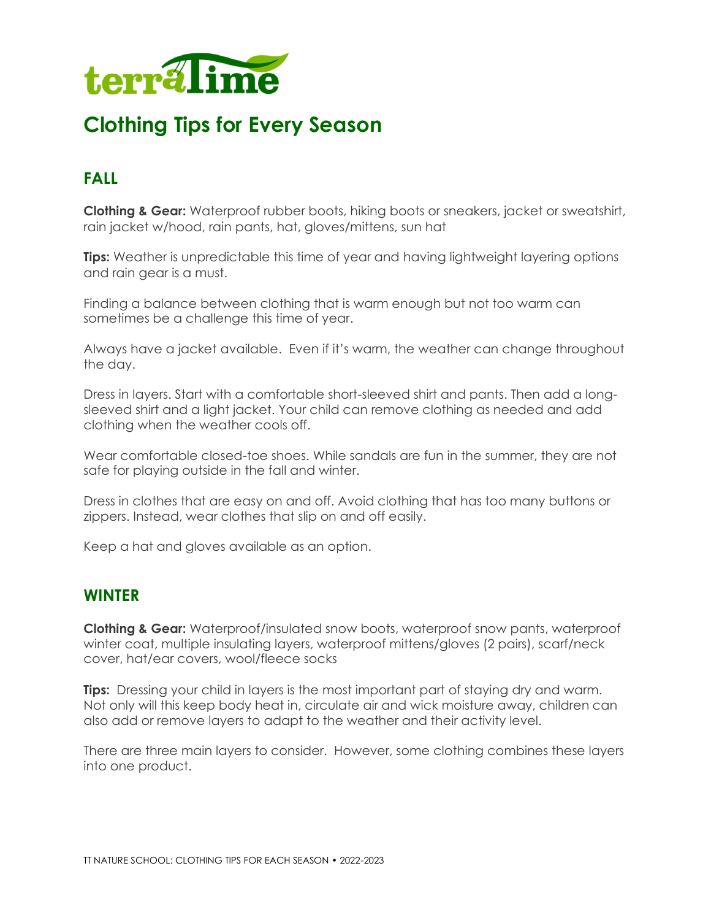terraTime

# Clothing Tips for Every Season

## FALL

**Clothing & Gear:** Waterproof rubber boots, hiking boots or sneakers, jacket or sweatshirt, rain jacket w/hood, rain pants, hat, gloves/mittens, sun hat

**Tips:** Weather is unpredictable this time of year and having lightweight layering options and rain gear is a must.

Finding a balance between clothing that is warm enough but not too warm can sometimes be a challenge this time of year.

Always have a jacket available. Even if it's warm, the weather can change throughout the day.

Dress in layers. Start with a comfortable short-sleeved shirt and pants. Then add a long-sleeved shirt and a light jacket. Your child can remove clothing as needed and add clothing when the weather cools off.

Wear comfortable closed-toe shoes. While sandals are fun in the summer, they are not safe for playing outside in the fall and winter.

Dress in clothes that are easy on and off. Avoid clothing that has too many buttons or zippers. Instead, wear clothes that slip on and off easily.

Keep a hat and gloves available as an option.

## WINTER

**Clothing & Gear:** Waterproof/insulated snow boots, waterproof snow pants, waterproof winter coat, multiple insulating layers, waterproof mittens/gloves (2 pairs), scarf/neck cover, hat/ear covers, wool/fleece socks

**Tips:** Dressing your child in layers is the most important part of staying dry and warm. Not only will this keep body heat in, circulate air and wick moisture away, children can also add or remove layers to adapt to the weather and their activity level.

There are three main layers to consider. However, some clothing combines these layers into one product.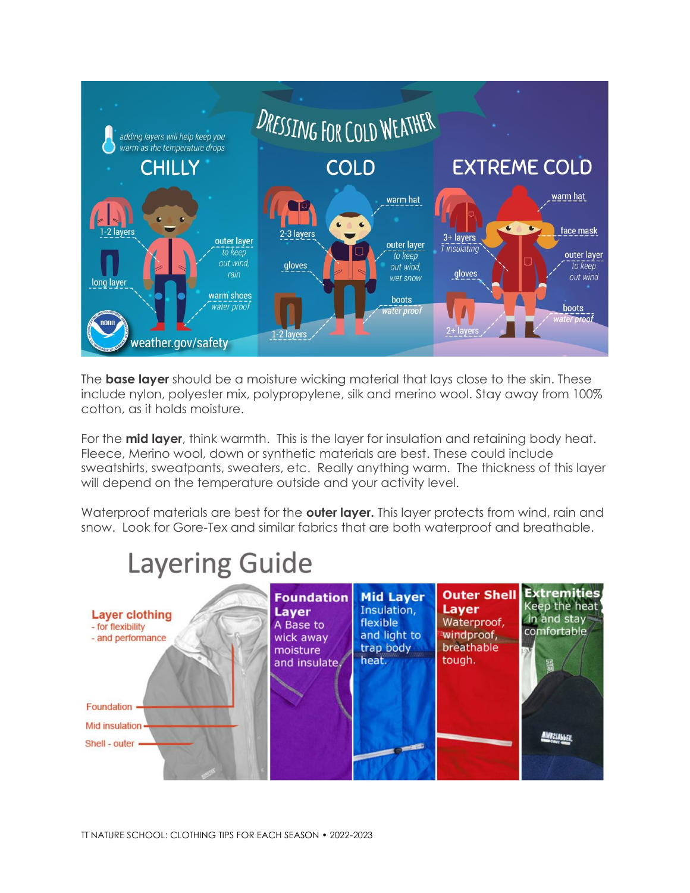The **base layer** should be a moisture wicking material that lays close to the skin. These include nylon, polyester mix, polypropylene, silk and merino wool. Stay away from 100% cotton, as it holds moisture.

For the **mid layer**, think warmth. This is the layer for insulation and retaining body heat. Fleece, Merino wool, down or synthetic materials are best. These could include sweatshirts, sweatpants, sweaters, etc. Really anything warm. The thickness of this layer will depend on the temperature outside and your activity level.

Waterproof materials are best for the **outer layer.** This layer protects from wind, rain and snow. Look for Gore-Tex and similar fabrics that are both waterproof and breathable.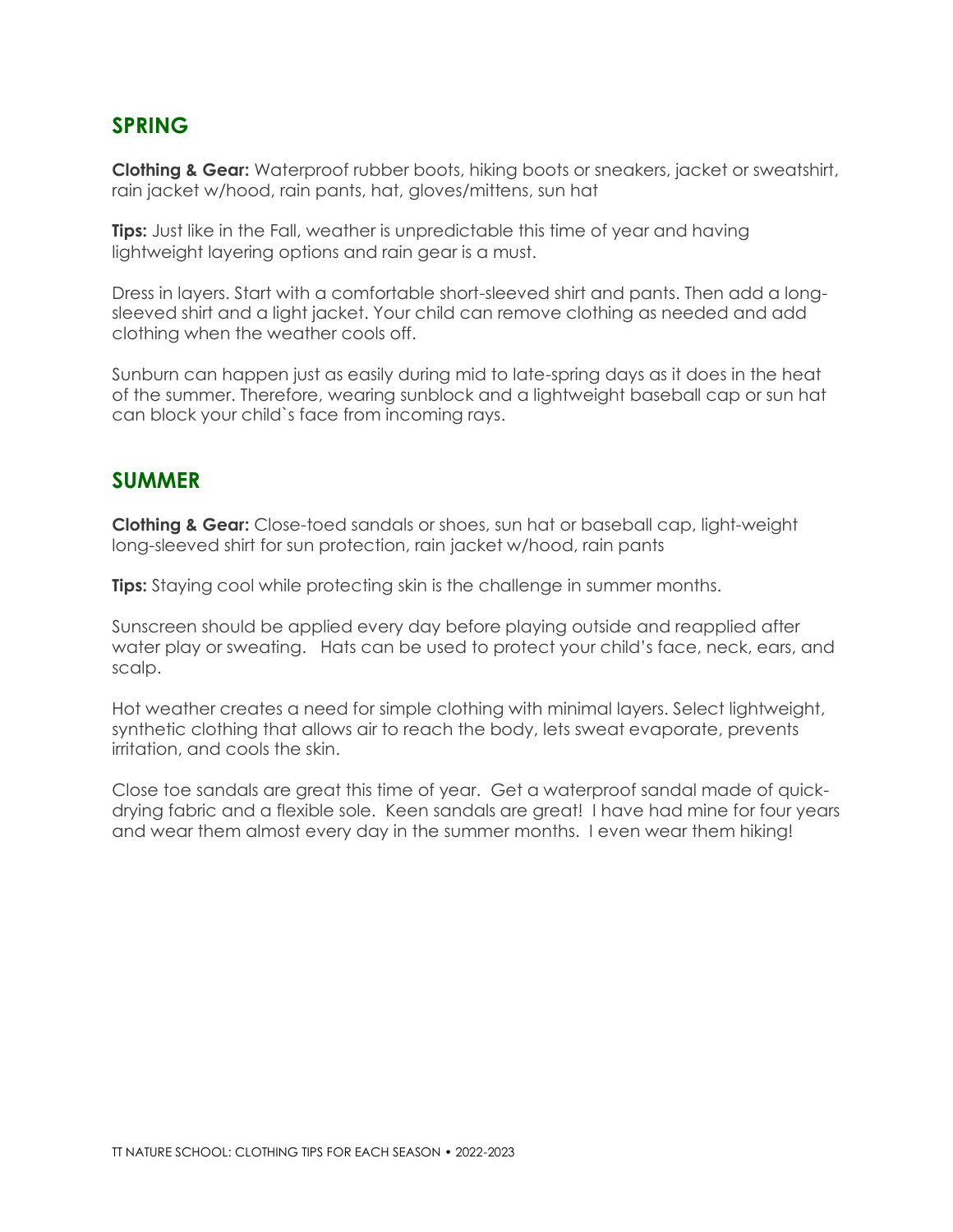## SPRING

**Clothing & Gear:** Waterproof rubber boots, hiking boots or sneakers, jacket or sweatshirt, rain jacket w/hood, rain pants, hat, gloves/mittens, sun hat

**Tips:** Just like in the Fall, weather is unpredictable this time of year and having lightweight layering options and rain gear is a must.

Dress in layers. Start with a comfortable short-sleeved shirt and pants. Then add a long-sleeved shirt and a light jacket. Your child can remove clothing as needed and add clothing when the weather cools off.

Sunburn can happen just as easily during mid to late-spring days as it does in the heat of the summer. Therefore, wearing sunblock and a lightweight baseball cap or sun hat can block your child`s face from incoming rays.

## SUMMER

**Clothing & Gear:** Close-toed sandals or shoes, sun hat or baseball cap, light-weight long-sleeved shirt for sun protection, rain jacket w/hood, rain pants

**Tips:** Staying cool while protecting skin is the challenge in summer months.

Sunscreen should be applied every day before playing outside and reapplied after water play or sweating. Hats can be used to protect your child's face, neck, ears, and scalp.

Hot weather creates a need for simple clothing with minimal layers. Select lightweight, synthetic clothing that allows air to reach the body, lets sweat evaporate, prevents irritation, and cools the skin.

Close toe sandals are great this time of year. Get a waterproof sandal made of quick-drying fabric and a flexible sole. Keen sandals are great! I have had mine for four years and wear them almost every day in the summer months. I even wear them hiking!